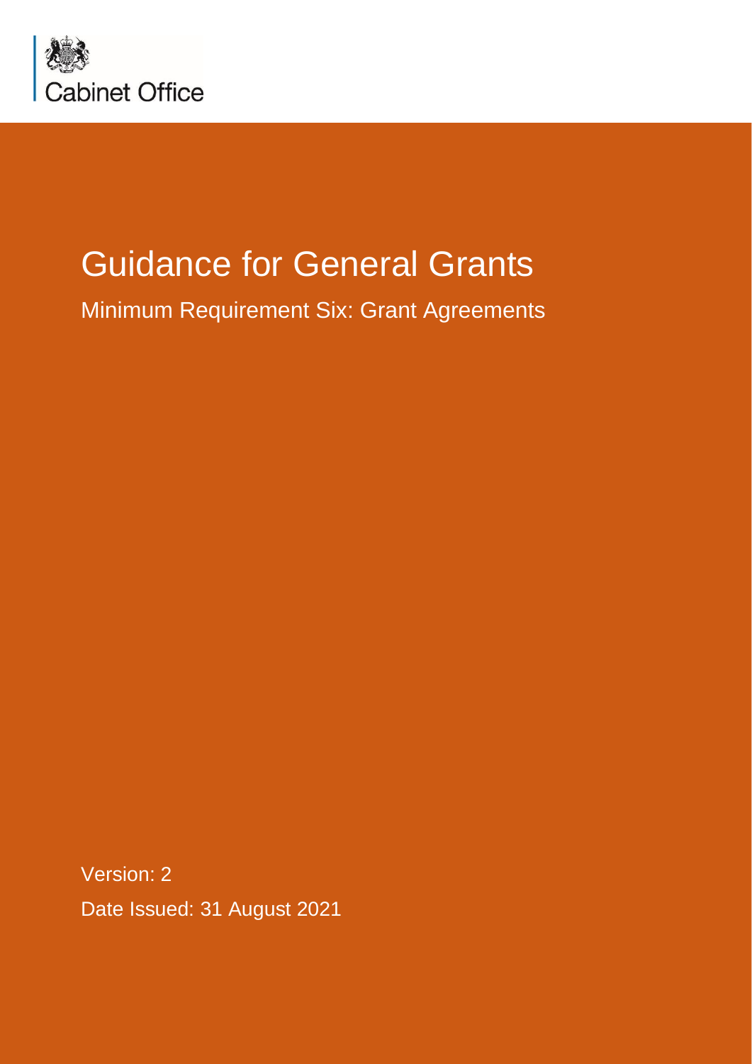Cabinet Office

# Guidance for General Grants

## Minimum Requirement Six: Grant Agreements

Version: 2

Date Issued: 31 August 2021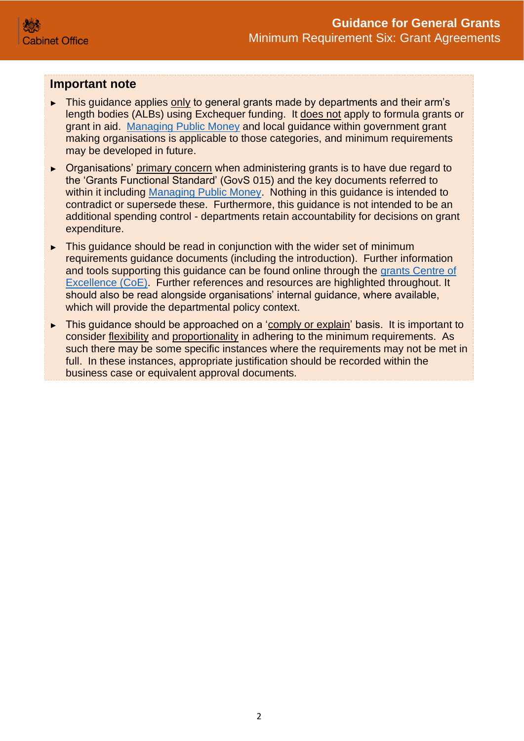## Important note

- This guidance applies only to general grants made by departments and their arm's length bodies (ALBs) using Exchequer funding. It does not apply to formula grants or grant in aid. [Managing Public Money](#) and local guidance within government grant making organisations is applicable to those categories, and minimum requirements may be developed in future.
- Organisations' primary concern when administering grants is to have due regard to the 'Grants Functional Standard' (GovS 015) and the key documents referred to within it including [Managing Public Money](#). Nothing in this guidance is intended to contradict or supersede these. Furthermore, this guidance is not intended to be an additional spending control - departments retain accountability for decisions on grant expenditure.
- This guidance should be read in conjunction with the wider set of minimum requirements guidance documents (including the introduction). Further information and tools supporting this guidance can be found online through the [grants Centre of Excellence (CoE)](#). Further references and resources are highlighted throughout. It should also be read alongside organisations' internal guidance, where available, which will provide the departmental policy context.
- This guidance should be approached on a 'comply or explain' basis. It is important to consider flexibility and proportionality in adhering to the minimum requirements. As such there may be some specific instances where the requirements may not be met in full. In these instances, appropriate justification should be recorded within the business case or equivalent approval documents.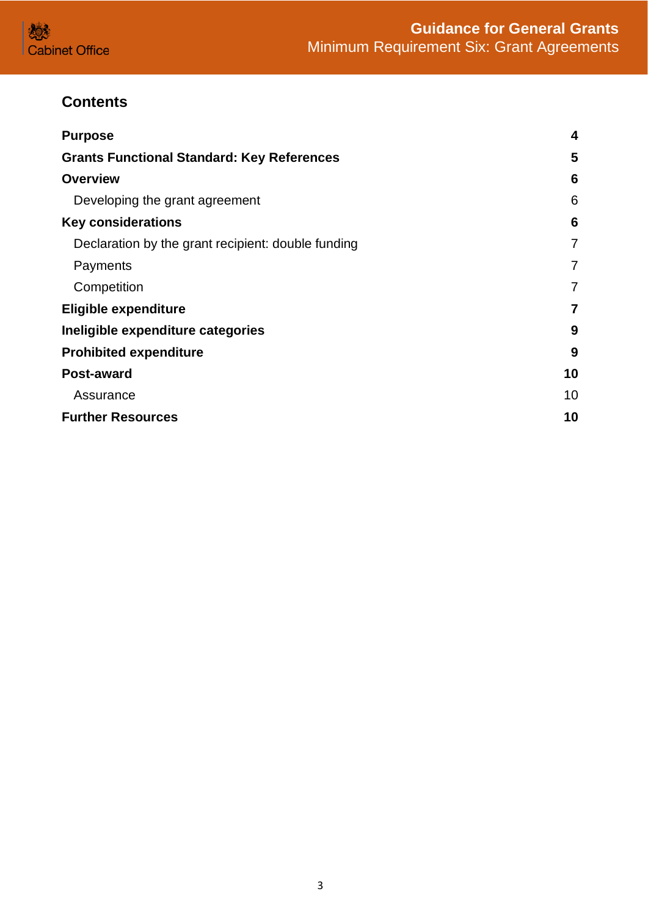## Contents

| | |
|---|---|
| **Purpose** | **4** |
| **Grants Functional Standard: Key References** | **5** |
| **Overview** | **6** |
| Developing the grant agreement | 6 |
| **Key considerations** | **6** |
| Declaration by the grant recipient: double funding | 7 |
| Payments | 7 |
| Competition | 7 |
| **Eligible expenditure** | **7** |
| **Ineligible expenditure categories** | **9** |
| **Prohibited expenditure** | **9** |
| **Post-award** | **10** |
| Assurance | 10 |
| **Further Resources** | **10** |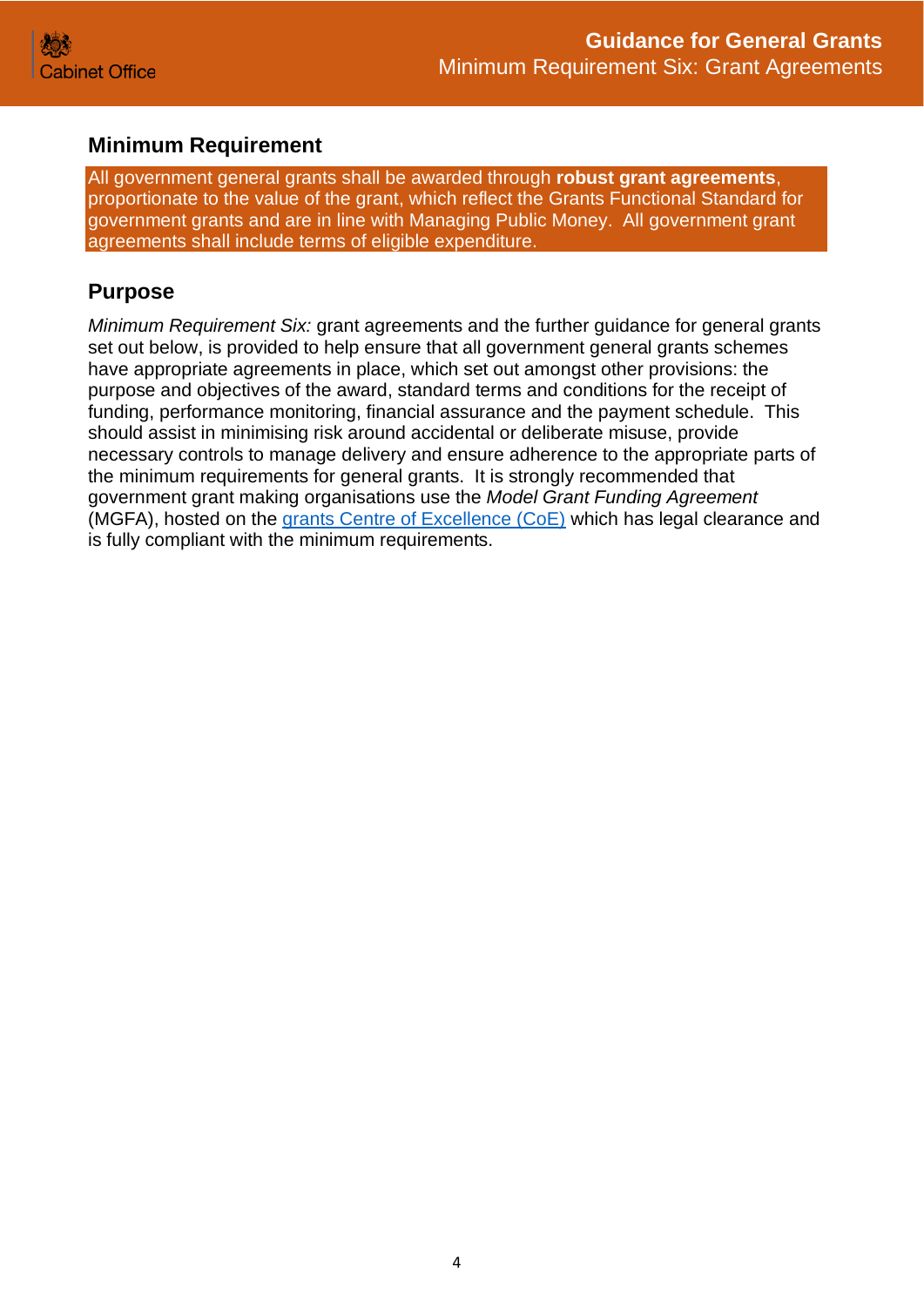## Minimum Requirement

All government general grants shall be awarded through **robust grant agreements**, proportionate to the value of the grant, which reflect the Grants Functional Standard for government grants and are in line with Managing Public Money. All government grant agreements shall include terms of eligible expenditure.

## Purpose

*Minimum Requirement Six:* grant agreements and the further guidance for general grants set out below, is provided to help ensure that all government general grants schemes have appropriate agreements in place, which set out amongst other provisions: the purpose and objectives of the award, standard terms and conditions for the receipt of funding, performance monitoring, financial assurance and the payment schedule. This should assist in minimising risk around accidental or deliberate misuse, provide necessary controls to manage delivery and ensure adherence to the appropriate parts of the minimum requirements for general grants. It is strongly recommended that government grant making organisations use the *Model Grant Funding Agreement* (MGFA), hosted on the grants Centre of Excellence (CoE) which has legal clearance and is fully compliant with the minimum requirements.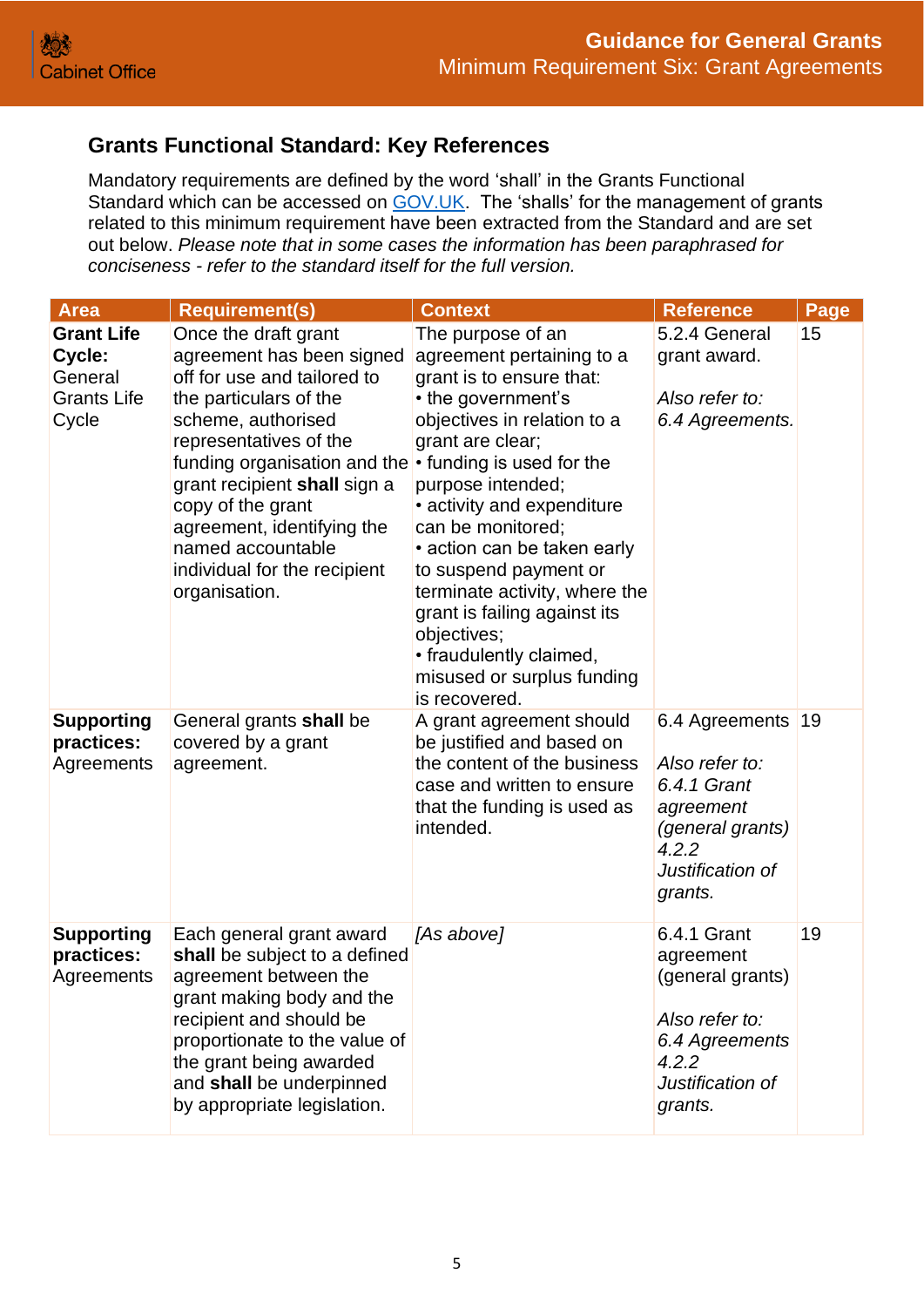## Grants Functional Standard: Key References

Mandatory requirements are defined by the word 'shall' in the Grants Functional Standard which can be accessed on GOV.UK. The 'shalls' for the management of grants related to this minimum requirement have been extracted from the Standard and are set out below. *Please note that in some cases the information has been paraphrased for conciseness - refer to the standard itself for the full version.*

| Area | Requirement(s) | Context | Reference | Page |
|---|---|---|---|---|
| **Grant Life Cycle:** General Grants Life Cycle | Once the draft grant agreement has been signed off for use and tailored to the particulars of the scheme, authorised representatives of the funding organisation and the grant recipient **shall** sign a copy of the grant agreement, identifying the named accountable individual for the recipient organisation. | The purpose of an agreement pertaining to a grant is to ensure that: <br>• the government's objectives in relation to a grant are clear; <br>• funding is used for the purpose intended; <br>• activity and expenditure can be monitored; <br>• action can be taken early to suspend payment or terminate activity, where the grant is failing against its objectives; <br>• fraudulently claimed, misused or surplus funding is recovered. | 5.2.4 General grant award. <br><br>*Also refer to: 6.4 Agreements.* | 15 |
| **Supporting practices:** Agreements | General grants **shall** be covered by a grant agreement. | A grant agreement should be justified and based on the content of the business case and written to ensure that the funding is used as intended. | 6.4 Agreements <br><br>*Also refer to: 6.4.1 Grant agreement (general grants) 4.2.2 Justification of grants.* | 19 |
| **Supporting practices:** Agreements | Each general grant award **shall** be subject to a defined agreement between the grant making body and the recipient and should be proportionate to the value of the grant being awarded and **shall** be underpinned by appropriate legislation. | *[As above]* | 6.4.1 Grant agreement (general grants) <br><br>*Also refer to: 6.4 Agreements 4.2.2 Justification of grants.* | 19 |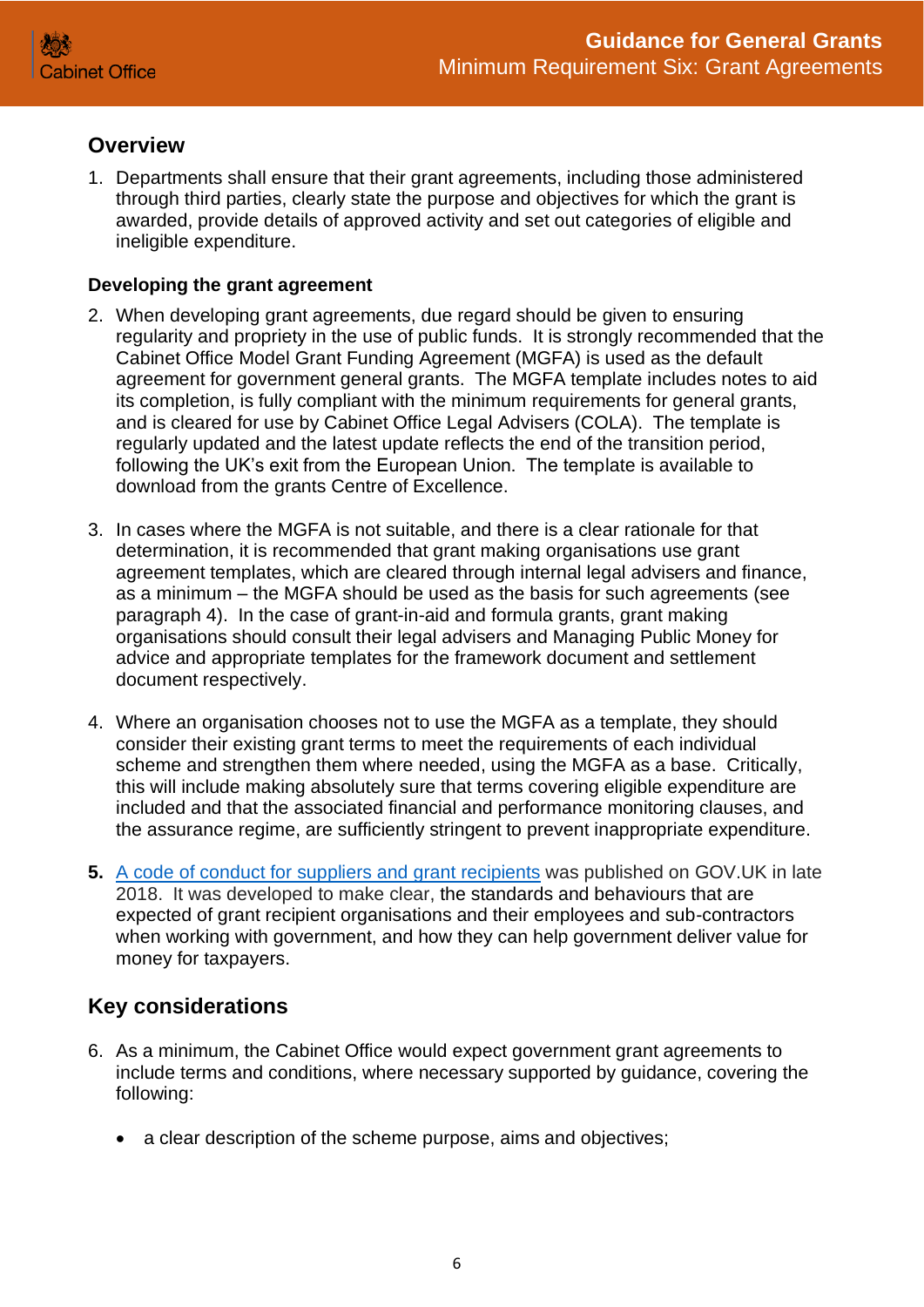## Overview

1. Departments shall ensure that their grant agreements, including those administered through third parties, clearly state the purpose and objectives for which the grant is awarded, provide details of approved activity and set out categories of eligible and ineligible expenditure.

### Developing the grant agreement

2. When developing grant agreements, due regard should be given to ensuring regularity and propriety in the use of public funds. It is strongly recommended that the Cabinet Office Model Grant Funding Agreement (MGFA) is used as the default agreement for government general grants. The MGFA template includes notes to aid its completion, is fully compliant with the minimum requirements for general grants, and is cleared for use by Cabinet Office Legal Advisers (COLA). The template is regularly updated and the latest update reflects the end of the transition period, following the UK's exit from the European Union. The template is available to download from the grants Centre of Excellence.

3. In cases where the MGFA is not suitable, and there is a clear rationale for that determination, it is recommended that grant making organisations use grant agreement templates, which are cleared through internal legal advisers and finance, as a minimum – the MGFA should be used as the basis for such agreements (see paragraph 4). In the case of grant-in-aid and formula grants, grant making organisations should consult their legal advisers and Managing Public Money for advice and appropriate templates for the framework document and settlement document respectively.

4. Where an organisation chooses not to use the MGFA as a template, they should consider their existing grant terms to meet the requirements of each individual scheme and strengthen them where needed, using the MGFA as a base. Critically, this will include making absolutely sure that terms covering eligible expenditure are included and that the associated financial and performance monitoring clauses, and the assurance regime, are sufficiently stringent to prevent inappropriate expenditure.

5. A code of conduct for suppliers and grant recipients was published on GOV.UK in late 2018. It was developed to make clear, the standards and behaviours that are expected of grant recipient organisations and their employees and sub-contractors when working with government, and how they can help government deliver value for money for taxpayers.

## Key considerations

6. As a minimum, the Cabinet Office would expect government grant agreements to include terms and conditions, where necessary supported by guidance, covering the following:

   - a clear description of the scheme purpose, aims and objectives;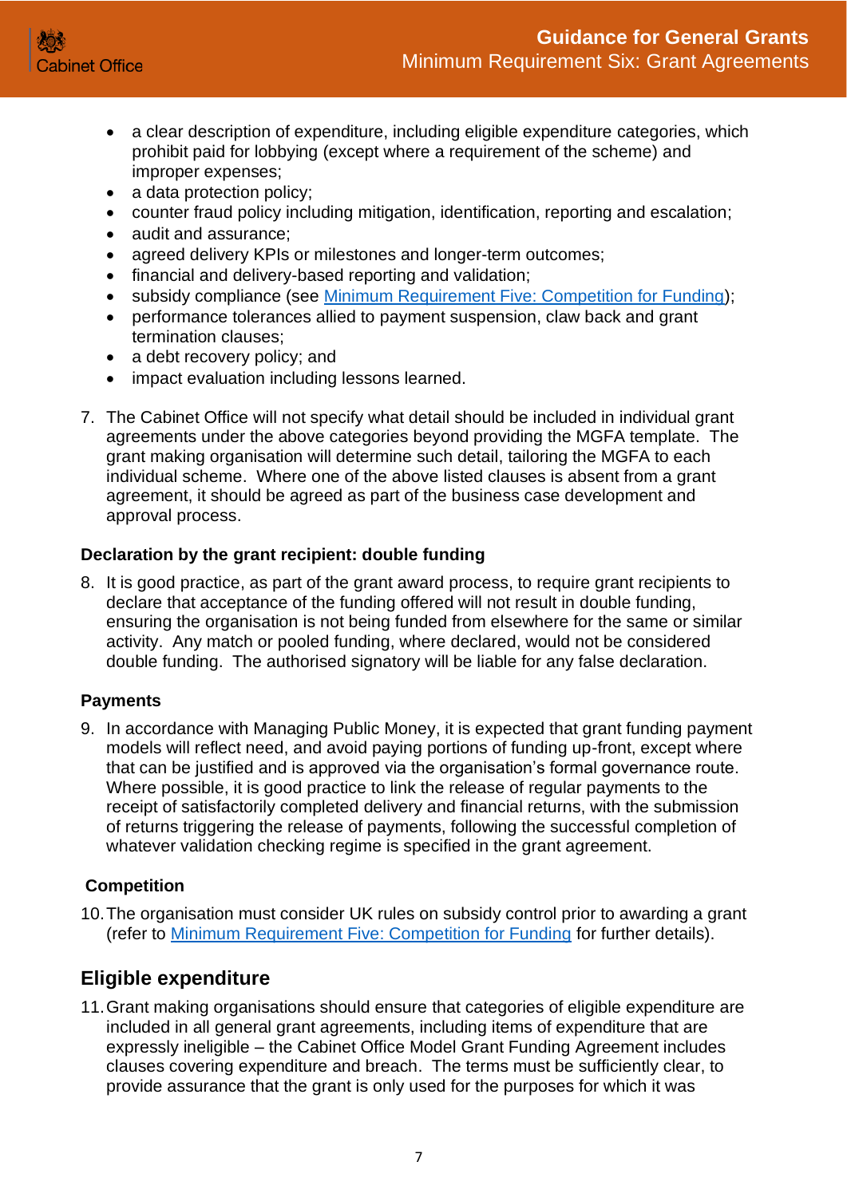- a clear description of expenditure, including eligible expenditure categories, which prohibit paid for lobbying (except where a requirement of the scheme) and improper expenses;
- a data protection policy;
- counter fraud policy including mitigation, identification, reporting and escalation;
- audit and assurance;
- agreed delivery KPIs or milestones and longer-term outcomes;
- financial and delivery-based reporting and validation;
- subsidy compliance (see [Minimum Requirement Five: Competition for Funding]);
- performance tolerances allied to payment suspension, claw back and grant termination clauses;
- a debt recovery policy; and
- impact evaluation including lessons learned.

7. The Cabinet Office will not specify what detail should be included in individual grant agreements under the above categories beyond providing the MGFA template. The grant making organisation will determine such detail, tailoring the MGFA to each individual scheme. Where one of the above listed clauses is absent from a grant agreement, it should be agreed as part of the business case development and approval process.

### Declaration by the grant recipient: double funding

8. It is good practice, as part of the grant award process, to require grant recipients to declare that acceptance of the funding offered will not result in double funding, ensuring the organisation is not being funded from elsewhere for the same or similar activity. Any match or pooled funding, where declared, would not be considered double funding. The authorised signatory will be liable for any false declaration.

### Payments

9. In accordance with Managing Public Money, it is expected that grant funding payment models will reflect need, and avoid paying portions of funding up-front, except where that can be justified and is approved via the organisation's formal governance route. Where possible, it is good practice to link the release of regular payments to the receipt of satisfactorily completed delivery and financial returns, with the submission of returns triggering the release of payments, following the successful completion of whatever validation checking regime is specified in the grant agreement.

### Competition

10. The organisation must consider UK rules on subsidy control prior to awarding a grant (refer to [Minimum Requirement Five: Competition for Funding] for further details).

## Eligible expenditure

11. Grant making organisations should ensure that categories of eligible expenditure are included in all general grant agreements, including items of expenditure that are expressly ineligible – the Cabinet Office Model Grant Funding Agreement includes clauses covering expenditure and breach. The terms must be sufficiently clear, to provide assurance that the grant is only used for the purposes for which it was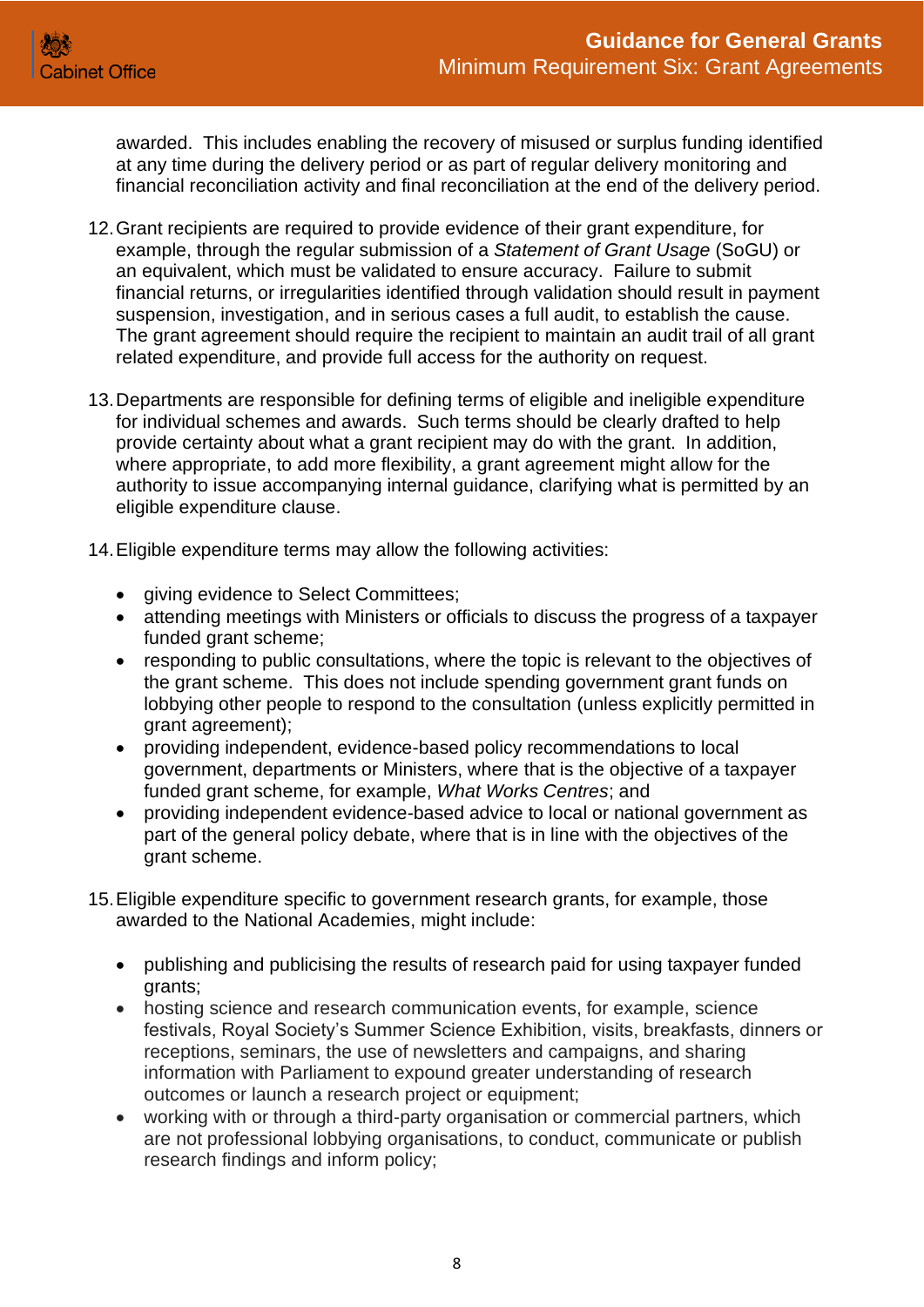awarded. This includes enabling the recovery of misused or surplus funding identified at any time during the delivery period or as part of regular delivery monitoring and financial reconciliation activity and final reconciliation at the end of the delivery period.

12. Grant recipients are required to provide evidence of their grant expenditure, for example, through the regular submission of a *Statement of Grant Usage* (SoGU) or an equivalent, which must be validated to ensure accuracy. Failure to submit financial returns, or irregularities identified through validation should result in payment suspension, investigation, and in serious cases a full audit, to establish the cause. The grant agreement should require the recipient to maintain an audit trail of all grant related expenditure, and provide full access for the authority on request.

13. Departments are responsible for defining terms of eligible and ineligible expenditure for individual schemes and awards. Such terms should be clearly drafted to help provide certainty about what a grant recipient may do with the grant. In addition, where appropriate, to add more flexibility, a grant agreement might allow for the authority to issue accompanying internal guidance, clarifying what is permitted by an eligible expenditure clause.

14. Eligible expenditure terms may allow the following activities:

    - giving evidence to Select Committees;
    - attending meetings with Ministers or officials to discuss the progress of a taxpayer funded grant scheme;
    - responding to public consultations, where the topic is relevant to the objectives of the grant scheme. This does not include spending government grant funds on lobbying other people to respond to the consultation (unless explicitly permitted in grant agreement);
    - providing independent, evidence-based policy recommendations to local government, departments or Ministers, where that is the objective of a taxpayer funded grant scheme, for example, *What Works Centres*; and
    - providing independent evidence-based advice to local or national government as part of the general policy debate, where that is in line with the objectives of the grant scheme.

15. Eligible expenditure specific to government research grants, for example, those awarded to the National Academies, might include:

    - publishing and publicising the results of research paid for using taxpayer funded grants;
    - hosting science and research communication events, for example, science festivals, Royal Society's Summer Science Exhibition, visits, breakfasts, dinners or receptions, seminars, the use of newsletters and campaigns, and sharing information with Parliament to expound greater understanding of research outcomes or launch a research project or equipment;
    - working with or through a third-party organisation or commercial partners, which are not professional lobbying organisations, to conduct, communicate or publish research findings and inform policy;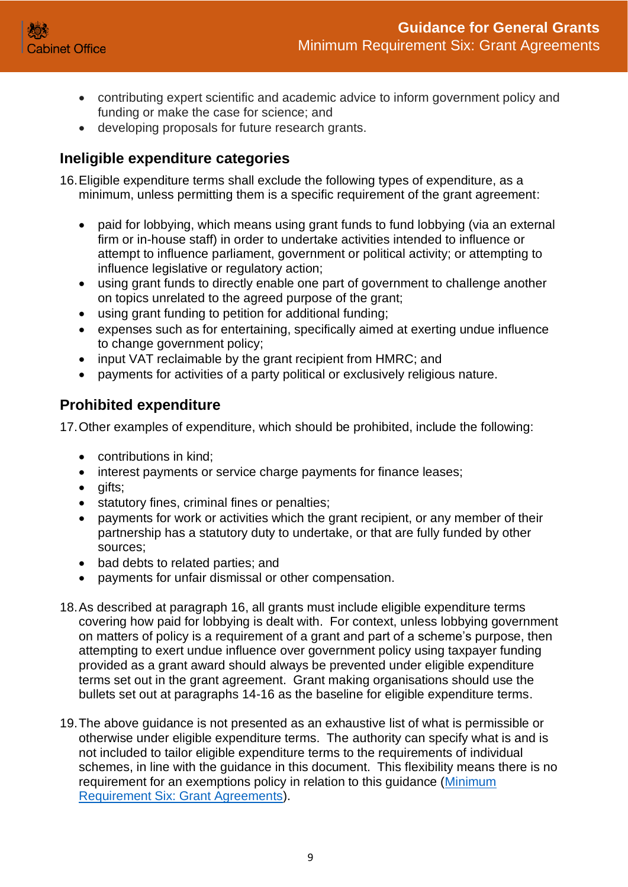- contributing expert scientific and academic advice to inform government policy and funding or make the case for science; and
- developing proposals for future research grants.

## Ineligible expenditure categories

16. Eligible expenditure terms shall exclude the following types of expenditure, as a minimum, unless permitting them is a specific requirement of the grant agreement:

    - paid for lobbying, which means using grant funds to fund lobbying (via an external firm or in-house staff) in order to undertake activities intended to influence or attempt to influence parliament, government or political activity; or attempting to influence legislative or regulatory action;
    - using grant funds to directly enable one part of government to challenge another on topics unrelated to the agreed purpose of the grant;
    - using grant funding to petition for additional funding;
    - expenses such as for entertaining, specifically aimed at exerting undue influence to change government policy;
    - input VAT reclaimable by the grant recipient from HMRC; and
    - payments for activities of a party political or exclusively religious nature.

## Prohibited expenditure

17. Other examples of expenditure, which should be prohibited, include the following:

    - contributions in kind;
    - interest payments or service charge payments for finance leases;
    - gifts;
    - statutory fines, criminal fines or penalties;
    - payments for work or activities which the grant recipient, or any member of their partnership has a statutory duty to undertake, or that are fully funded by other sources;
    - bad debts to related parties; and
    - payments for unfair dismissal or other compensation.

18. As described at paragraph 16, all grants must include eligible expenditure terms covering how paid for lobbying is dealt with. For context, unless lobbying government on matters of policy is a requirement of a grant and part of a scheme's purpose, then attempting to exert undue influence over government policy using taxpayer funding provided as a grant award should always be prevented under eligible expenditure terms set out in the grant agreement. Grant making organisations should use the bullets set out at paragraphs 14-16 as the baseline for eligible expenditure terms.

19. The above guidance is not presented as an exhaustive list of what is permissible or otherwise under eligible expenditure terms. The authority can specify what is and is not included to tailor eligible expenditure terms to the requirements of individual schemes, in line with the guidance in this document. This flexibility means there is no requirement for an exemptions policy in relation to this guidance ([Minimum Requirement Six: Grant Agreements]).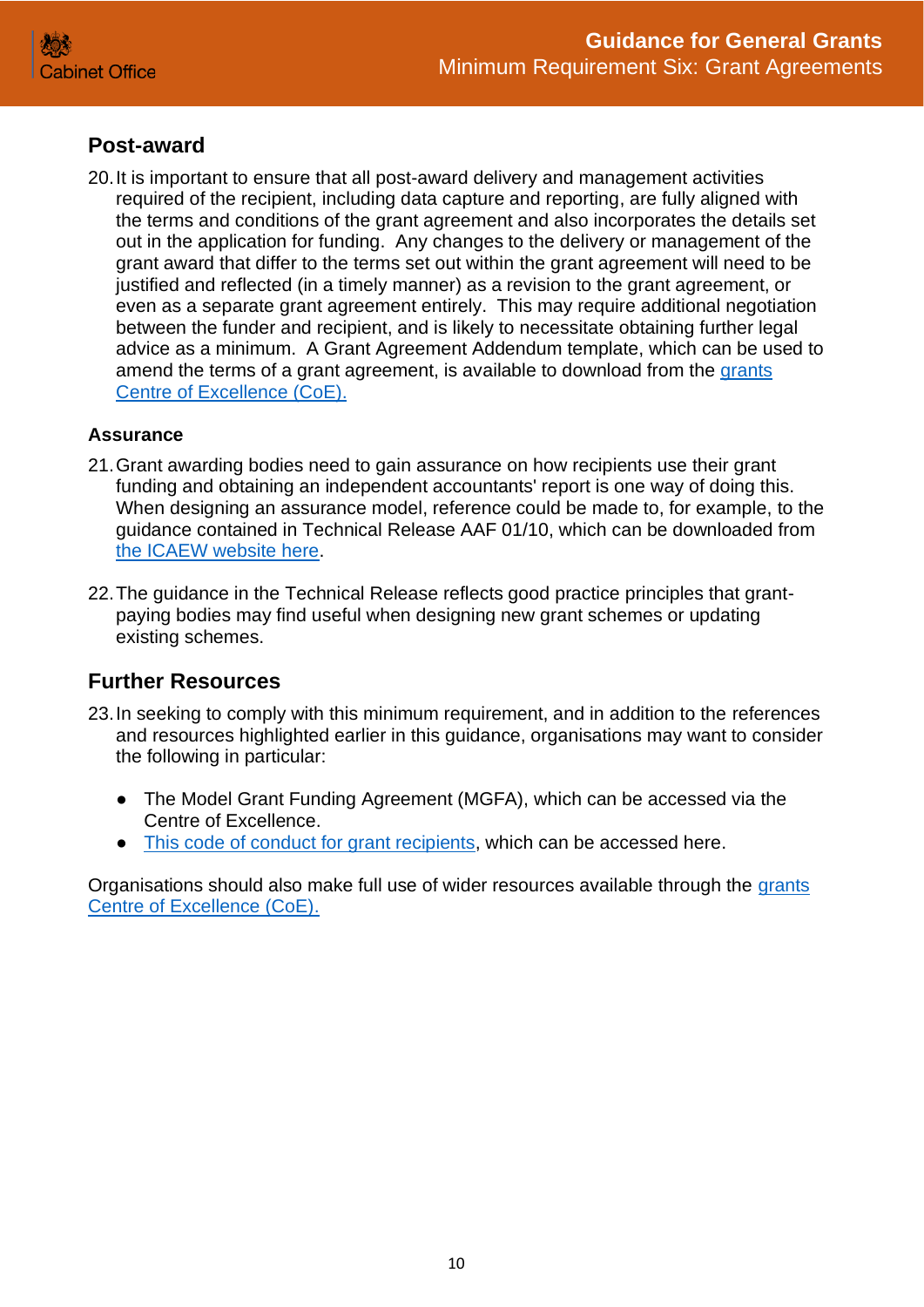## Post-award

20. It is important to ensure that all post-award delivery and management activities required of the recipient, including data capture and reporting, are fully aligned with the terms and conditions of the grant agreement and also incorporates the details set out in the application for funding. Any changes to the delivery or management of the grant award that differ to the terms set out within the grant agreement will need to be justified and reflected (in a timely manner) as a revision to the grant agreement, or even as a separate grant agreement entirely. This may require additional negotiation between the funder and recipient, and is likely to necessitate obtaining further legal advice as a minimum. A Grant Agreement Addendum template, which can be used to amend the terms of a grant agreement, is available to download from the grants Centre of Excellence (CoE).

### Assurance

21. Grant awarding bodies need to gain assurance on how recipients use their grant funding and obtaining an independent accountants' report is one way of doing this. When designing an assurance model, reference could be made to, for example, to the guidance contained in Technical Release AAF 01/10, which can be downloaded from the ICAEW website here.

22. The guidance in the Technical Release reflects good practice principles that grant-paying bodies may find useful when designing new grant schemes or updating existing schemes.

## Further Resources

23. In seeking to comply with this minimum requirement, and in addition to the references and resources highlighted earlier in this guidance, organisations may want to consider the following in particular:

- The Model Grant Funding Agreement (MGFA), which can be accessed via the Centre of Excellence.
- This code of conduct for grant recipients, which can be accessed here.

Organisations should also make full use of wider resources available through the grants Centre of Excellence (CoE).